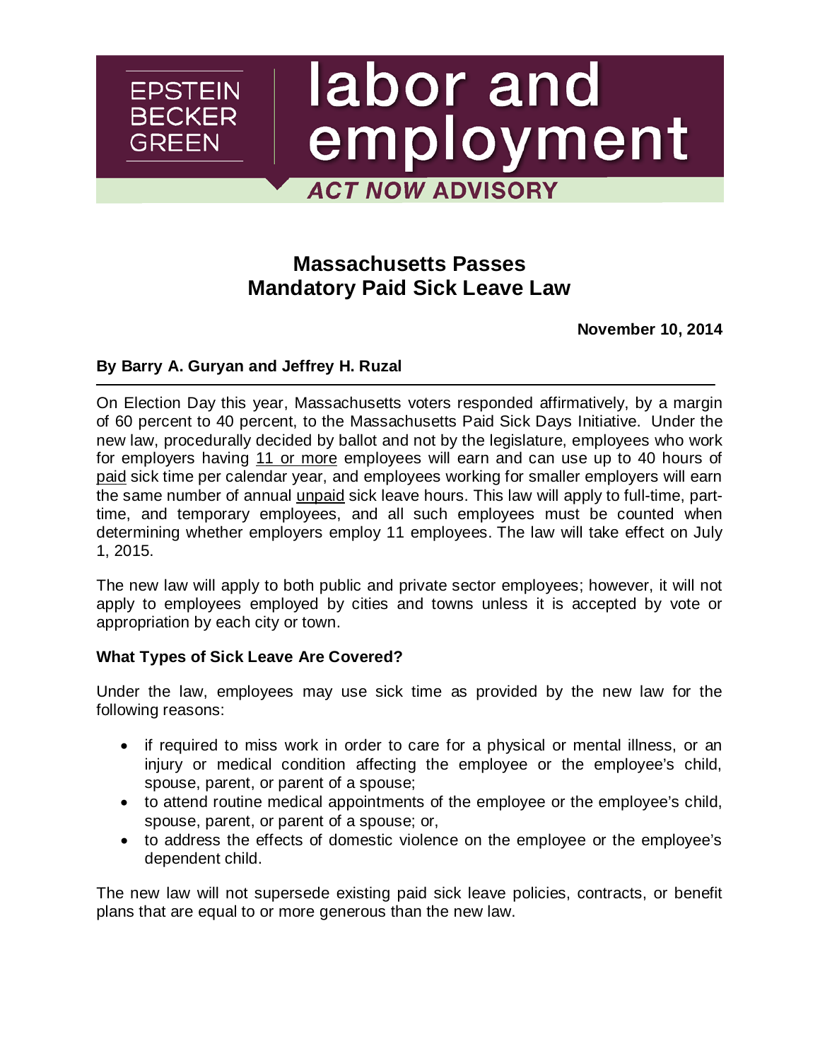EPSTEIN BECKER GREEN

labor and employment

*ACT NOW* **ADVISORY**

# Massachusetts Passes Mandatory Paid Sick Leave Law

**November 10, 2014**

**By Barry A. Guryan and Jeffrey H. Ruzal**

On Election Day this year, Massachusetts voters responded affirmatively, by a margin of 60 percent to 40 percent, to the Massachusetts Paid Sick Days Initiative. Under the new law, procedurally decided by ballot and not by the legislature, employees who work for employers having <u>11 or more</u> employees will earn and can use up to 40 hours of <u>paid</u> sick time per calendar year, and employees working for smaller employers will earn the same number of annual <u>unpaid</u> sick leave hours. This law will apply to full-time, part-time, and temporary employees, and all such employees must be counted when determining whether employers employ 11 employees. The law will take effect on July 1, 2015.

The new law will apply to both public and private sector employees; however, it will not apply to employees employed by cities and towns unless it is accepted by vote or appropriation by each city or town.

### What Types of Sick Leave Are Covered?

Under the law, employees may use sick time as provided by the new law for the following reasons:

- if required to miss work in order to care for a physical or mental illness, or an injury or medical condition affecting the employee or the employee's child, spouse, parent, or parent of a spouse;
- to attend routine medical appointments of the employee or the employee's child, spouse, parent, or parent of a spouse; or,
- to address the effects of domestic violence on the employee or the employee's dependent child.

The new law will not supersede existing paid sick leave policies, contracts, or benefit plans that are equal to or more generous than the new law.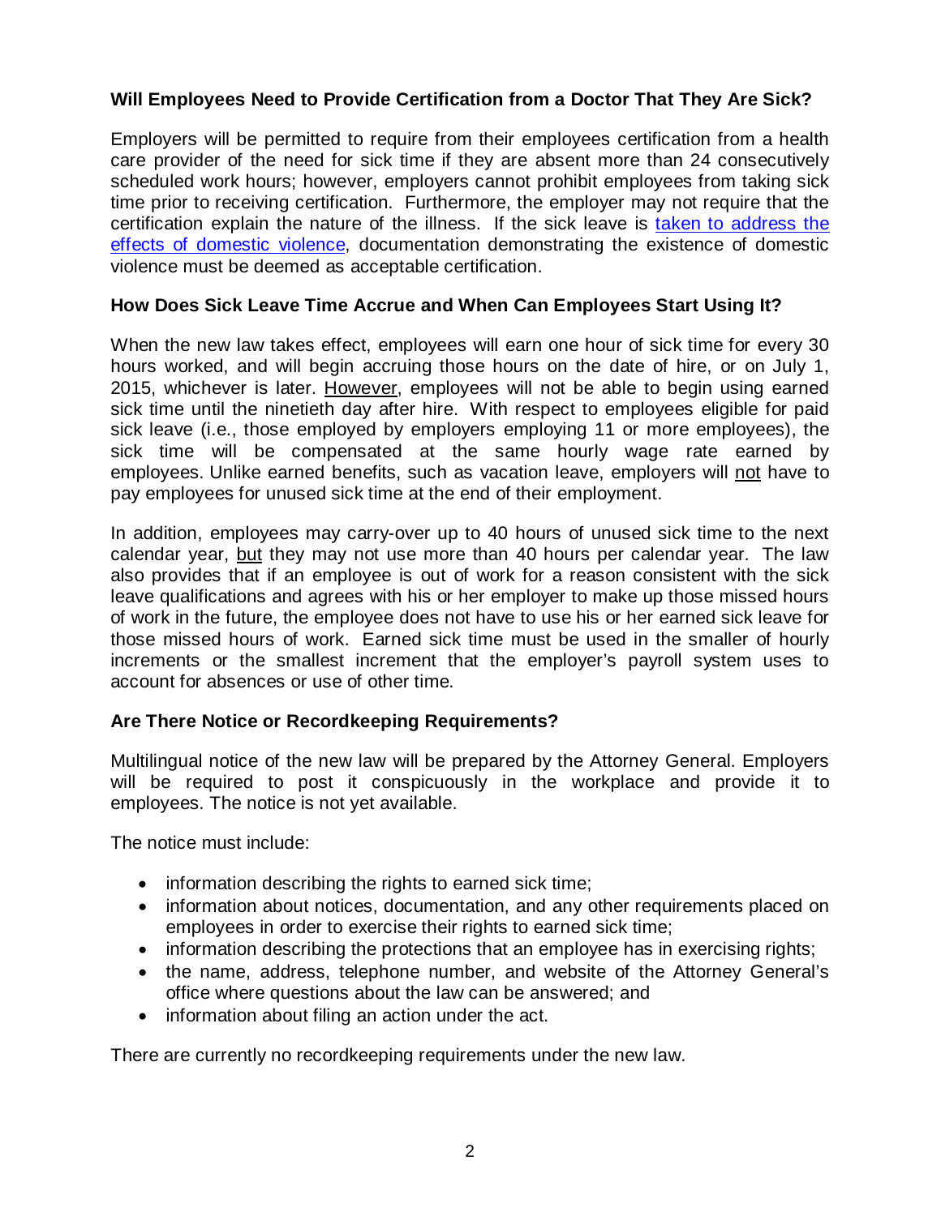**Will Employees Need to Provide Certification from a Doctor That They Are Sick?**

Employers will be permitted to require from their employees certification from a health care provider of the need for sick time if they are absent more than 24 consecutively scheduled work hours; however, employers cannot prohibit employees from taking sick time prior to receiving certification. Furthermore, the employer may not require that the certification explain the nature of the illness. If the sick leave is taken to address the effects of domestic violence, documentation demonstrating the existence of domestic violence must be deemed as acceptable certification.

**How Does Sick Leave Time Accrue and When Can Employees Start Using It?**

When the new law takes effect, employees will earn one hour of sick time for every 30 hours worked, and will begin accruing those hours on the date of hire, or on July 1, 2015, whichever is later. However, employees will not be able to begin using earned sick time until the ninetieth day after hire. With respect to employees eligible for paid sick leave (i.e., those employed by employers employing 11 or more employees), the sick time will be compensated at the same hourly wage rate earned by employees. Unlike earned benefits, such as vacation leave, employers will not have to pay employees for unused sick time at the end of their employment.

In addition, employees may carry-over up to 40 hours of unused sick time to the next calendar year, but they may not use more than 40 hours per calendar year. The law also provides that if an employee is out of work for a reason consistent with the sick leave qualifications and agrees with his or her employer to make up those missed hours of work in the future, the employee does not have to use his or her earned sick leave for those missed hours of work. Earned sick time must be used in the smaller of hourly increments or the smallest increment that the employer's payroll system uses to account for absences or use of other time.

**Are There Notice or Recordkeeping Requirements?**

Multilingual notice of the new law will be prepared by the Attorney General. Employers will be required to post it conspicuously in the workplace and provide it to employees. The notice is not yet available.

The notice must include:

- information describing the rights to earned sick time;
- information about notices, documentation, and any other requirements placed on employees in order to exercise their rights to earned sick time;
- information describing the protections that an employee has in exercising rights;
- the name, address, telephone number, and website of the Attorney General's office where questions about the law can be answered; and
- information about filing an action under the act.

There are currently no recordkeeping requirements under the new law.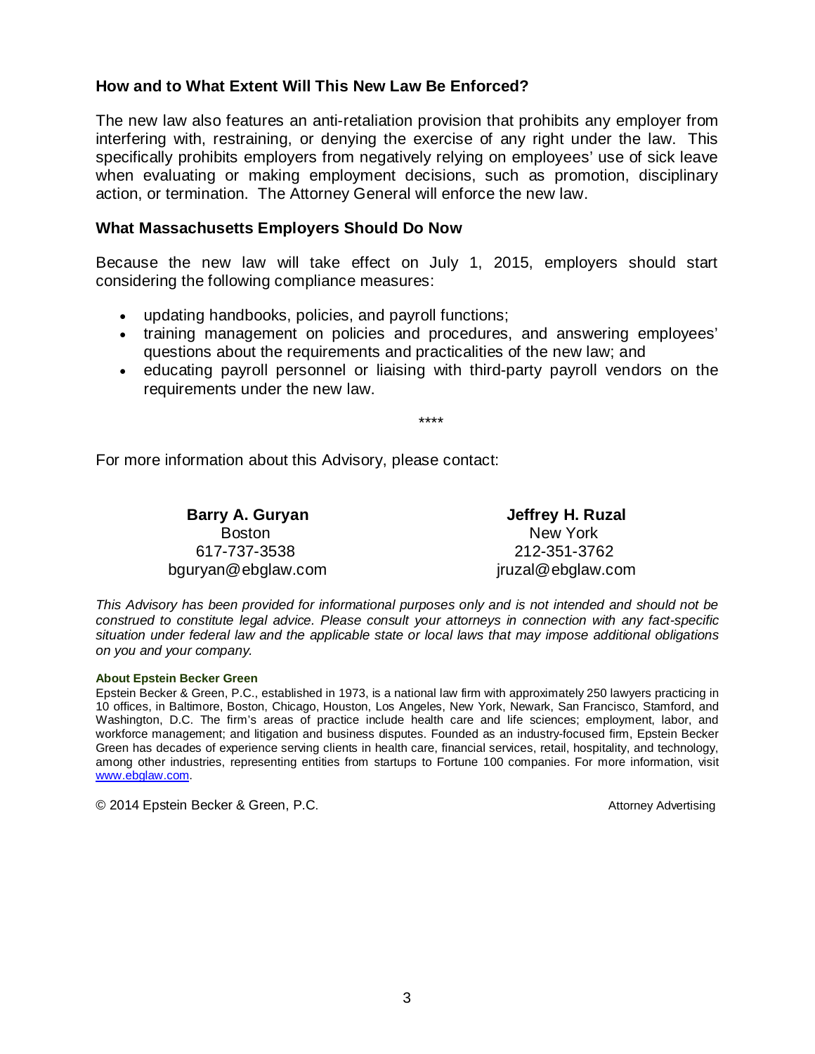### How and to What Extent Will This New Law Be Enforced?

The new law also features an anti-retaliation provision that prohibits any employer from interfering with, restraining, or denying the exercise of any right under the law. This specifically prohibits employers from negatively relying on employees' use of sick leave when evaluating or making employment decisions, such as promotion, disciplinary action, or termination. The Attorney General will enforce the new law.

### What Massachusetts Employers Should Do Now

Because the new law will take effect on July 1, 2015, employers should start considering the following compliance measures:

- updating handbooks, policies, and payroll functions;
- training management on policies and procedures, and answering employees' questions about the requirements and practicalities of the new law; and
- educating payroll personnel or liaising with third-party payroll vendors on the requirements under the new law.

****

For more information about this Advisory, please contact:

**Barry A. Guryan**
Boston
617-737-3538
bguryan@ebglaw.com

**Jeffrey H. Ruzal**
New York
212-351-3762
jruzal@ebglaw.com

*This Advisory has been provided for informational purposes only and is not intended and should not be construed to constitute legal advice. Please consult your attorneys in connection with any fact-specific situation under federal law and the applicable state or local laws that may impose additional obligations on you and your company.*

**About Epstein Becker Green**

Epstein Becker & Green, P.C., established in 1973, is a national law firm with approximately 250 lawyers practicing in 10 offices, in Baltimore, Boston, Chicago, Houston, Los Angeles, New York, Newark, San Francisco, Stamford, and Washington, D.C. The firm's areas of practice include health care and life sciences; employment, labor, and workforce management; and litigation and business disputes. Founded as an industry-focused firm, Epstein Becker Green has decades of experience serving clients in health care, financial services, retail, hospitality, and technology, among other industries, representing entities from startups to Fortune 100 companies. For more information, visit www.ebglaw.com.

© 2014 Epstein Becker & Green, P.C. Attorney Advertising